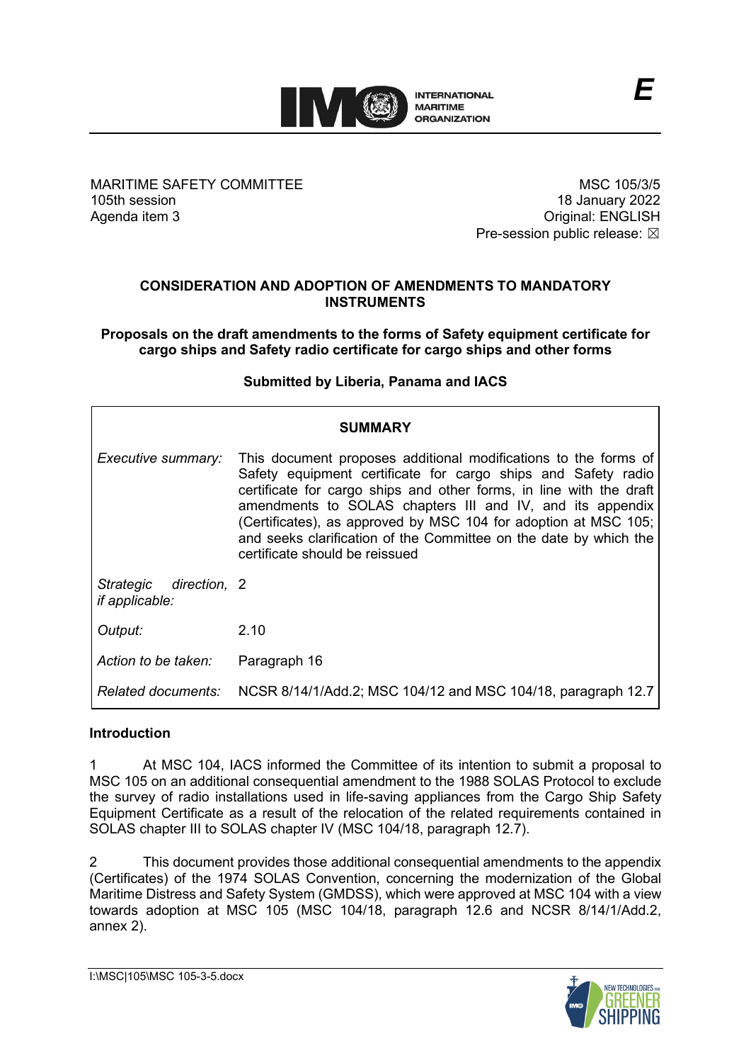**E**

MARITIME SAFETY COMMITTEE
105th session
Agenda item 3

MSC 105/3/5
18 January 2022
Original: ENGLISH
Pre-session public release: ☒

## CONSIDERATION AND ADOPTION OF AMENDMENTS TO MANDATORY INSTRUMENTS

### Proposals on the draft amendments to the forms of Safety equipment certificate for cargo ships and Safety radio certificate for cargo ships and other forms

**Submitted by Liberia, Panama and IACS**

| **SUMMARY** | |
|---|---|
| *Executive summary:* | This document proposes additional modifications to the forms of Safety equipment certificate for cargo ships and Safety radio certificate for cargo ships and other forms, in line with the draft amendments to SOLAS chapters III and IV, and its appendix (Certificates), as approved by MSC 104 for adoption at MSC 105; and seeks clarification of the Committee on the date by which the certificate should be reissued |
| *Strategic direction, if applicable:* | 2 |
| *Output:* | 2.10 |
| *Action to be taken:* | Paragraph 16 |
| *Related documents:* | NCSR 8/14/1/Add.2; MSC 104/12 and MSC 104/18, paragraph 12.7 |

### Introduction

1 At MSC 104, IACS informed the Committee of its intention to submit a proposal to MSC 105 on an additional consequential amendment to the 1988 SOLAS Protocol to exclude the survey of radio installations used in life-saving appliances from the Cargo Ship Safety Equipment Certificate as a result of the relocation of the related requirements contained in SOLAS chapter III to SOLAS chapter IV (MSC 104/18, paragraph 12.7).

2 This document provides those additional consequential amendments to the appendix (Certificates) of the 1974 SOLAS Convention, concerning the modernization of the Global Maritime Distress and Safety System (GMDSS), which were approved at MSC 104 with a view towards adoption at MSC 105 (MSC 104/18, paragraph 12.6 and NCSR 8/14/1/Add.2, annex 2).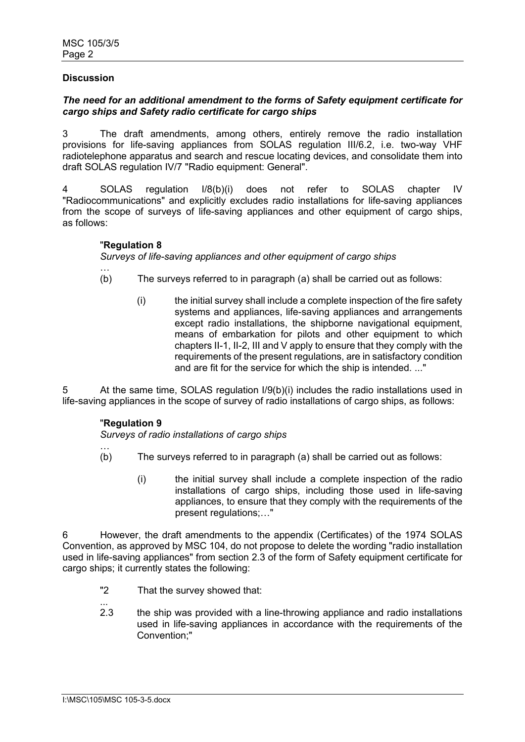**Discussion**

***The need for an additional amendment to the forms of Safety equipment certificate for cargo ships and Safety radio certificate for cargo ships***

3 The draft amendments, among others, entirely remove the radio installation provisions for life-saving appliances from SOLAS regulation III/6.2, i.e. two-way VHF radiotelephone apparatus and search and rescue locating devices, and consolidate them into draft SOLAS regulation IV/7 "Radio equipment: General".

4 SOLAS regulation I/8(b)(i) does not refer to SOLAS chapter IV "Radiocommunications" and explicitly excludes radio installations for life-saving appliances from the scope of surveys of life-saving appliances and other equipment of cargo ships, as follows:

> "**Regulation 8**
>
> *Surveys of life-saving appliances and other equipment of cargo ships*
>
> …
>
> (b) The surveys referred to in paragraph (a) shall be carried out as follows:
>
> (i) the initial survey shall include a complete inspection of the fire safety systems and appliances, life-saving appliances and arrangements except radio installations, the shipborne navigational equipment, means of embarkation for pilots and other equipment to which chapters II-1, II-2, III and V apply to ensure that they comply with the requirements of the present regulations, are in satisfactory condition and are fit for the service for which the ship is intended. ..."

5 At the same time, SOLAS regulation I/9(b)(i) includes the radio installations used in life-saving appliances in the scope of survey of radio installations of cargo ships, as follows:

> "**Regulation 9**
>
> *Surveys of radio installations of cargo ships*
>
> …
>
> (b) The surveys referred to in paragraph (a) shall be carried out as follows:
>
> (i) the initial survey shall include a complete inspection of the radio installations of cargo ships, including those used in life-saving appliances, to ensure that they comply with the requirements of the present regulations;…"

6 However, the draft amendments to the appendix (Certificates) of the 1974 SOLAS Convention, as approved by MSC 104, do not propose to delete the wording "radio installation used in life-saving appliances" from section 2.3 of the form of Safety equipment certificate for cargo ships; it currently states the following:

> "2 That the survey showed that:
>
> ...
>
> 2.3 the ship was provided with a line-throwing appliance and radio installations used in life-saving appliances in accordance with the requirements of the Convention;"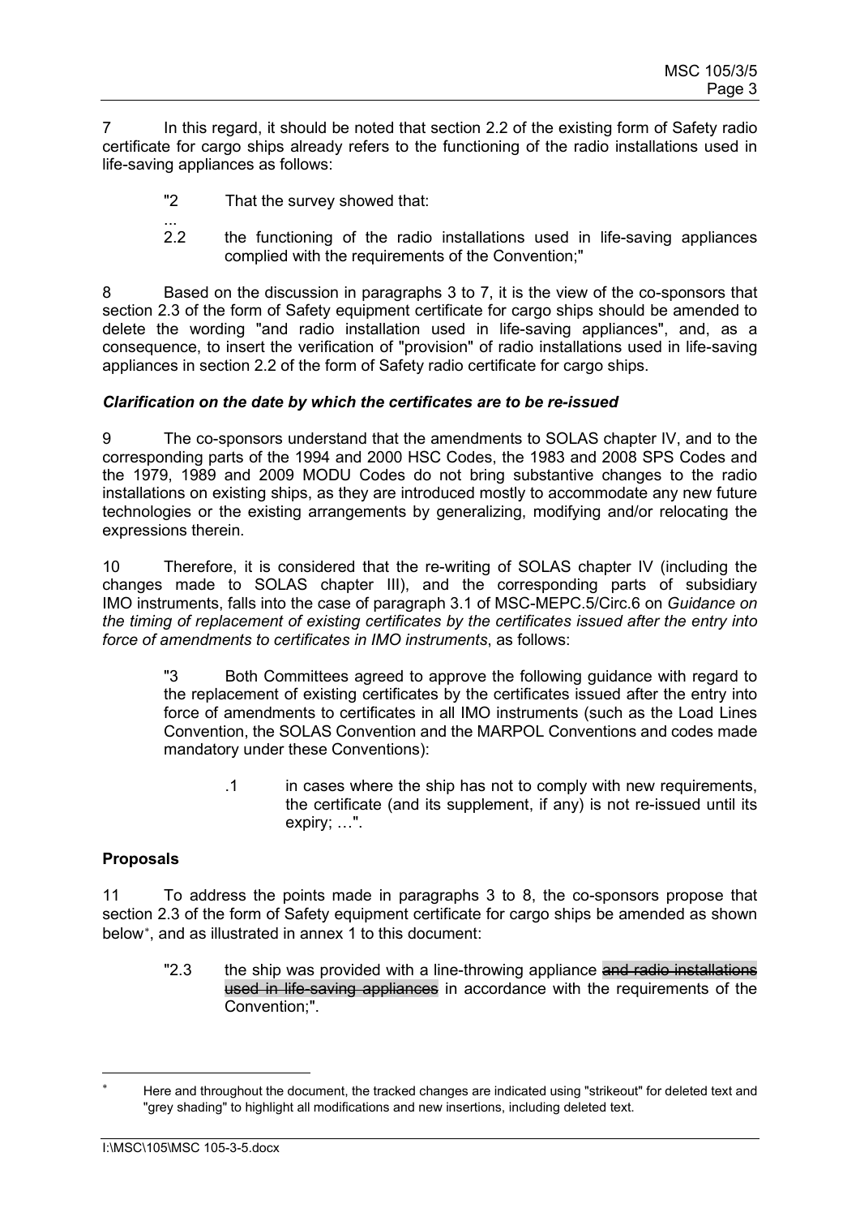7 In this regard, it should be noted that section 2.2 of the existing form of Safety radio certificate for cargo ships already refers to the functioning of the radio installations used in life-saving appliances as follows:

> "2 That the survey showed that:
>
> ...
>
> 2.2 the functioning of the radio installations used in life-saving appliances complied with the requirements of the Convention;"

8 Based on the discussion in paragraphs 3 to 7, it is the view of the co-sponsors that section 2.3 of the form of Safety equipment certificate for cargo ships should be amended to delete the wording "and radio installation used in life-saving appliances", and, as a consequence, to insert the verification of "provision" of radio installations used in life-saving appliances in section 2.2 of the form of Safety radio certificate for cargo ships.

### *Clarification on the date by which the certificates are to be re-issued*

9 The co-sponsors understand that the amendments to SOLAS chapter IV, and to the corresponding parts of the 1994 and 2000 HSC Codes, the 1983 and 2008 SPS Codes and the 1979, 1989 and 2009 MODU Codes do not bring substantive changes to the radio installations on existing ships, as they are introduced mostly to accommodate any new future technologies or the existing arrangements by generalizing, modifying and/or relocating the expressions therein.

10 Therefore, it is considered that the re-writing of SOLAS chapter IV (including the changes made to SOLAS chapter III), and the corresponding parts of subsidiary IMO instruments, falls into the case of paragraph 3.1 of MSC-MEPC.5/Circ.6 on *Guidance on the timing of replacement of existing certificates by the certificates issued after the entry into force of amendments to certificates in IMO instruments*, as follows:

> "3 Both Committees agreed to approve the following guidance with regard to the replacement of existing certificates by the certificates issued after the entry into force of amendments to certificates in all IMO instruments (such as the Load Lines Convention, the SOLAS Convention and the MARPOL Conventions and codes made mandatory under these Conventions):
>
> .1 in cases where the ship has not to comply with new requirements, the certificate (and its supplement, if any) is not re-issued until its expiry; …".

### **Proposals**

11 To address the points made in paragraphs 3 to 8, the co-sponsors propose that section 2.3 of the form of Safety equipment certificate for cargo ships be amended as shown below[*], and as illustrated in annex 1 to this document:

> "2.3 the ship was provided with a line-throwing appliance ~~and radio installations used in life-saving appliances~~ in accordance with the requirements of the Convention;".

[*] Here and throughout the document, the tracked changes are indicated using "strikeout" for deleted text and "grey shading" to highlight all modifications and new insertions, including deleted text.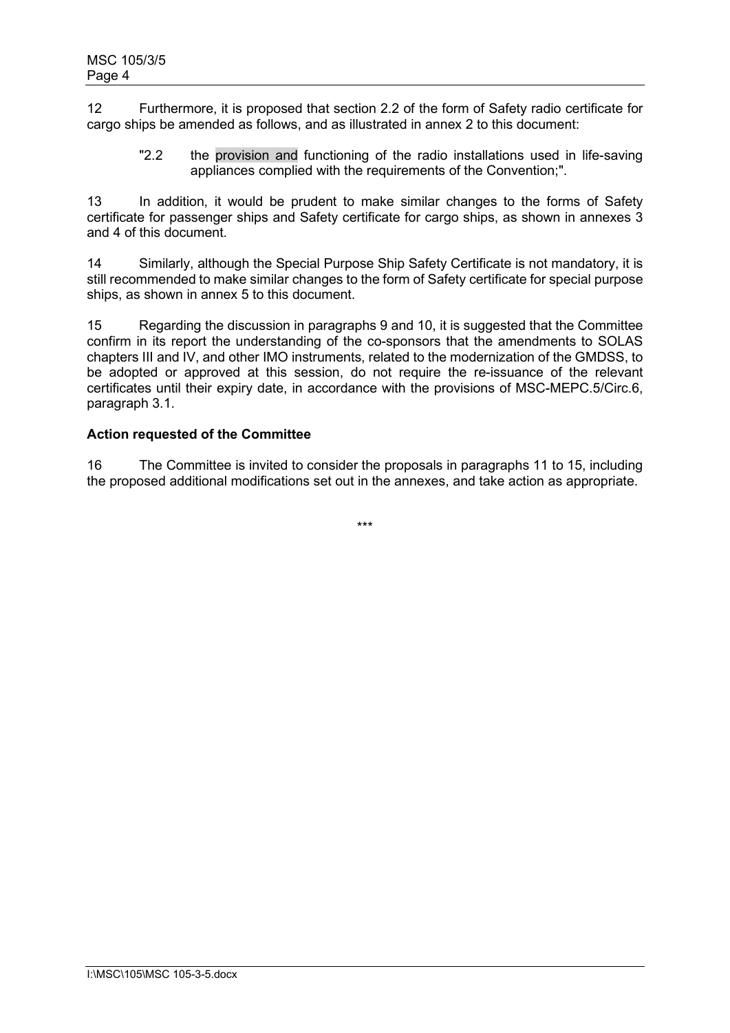12 Furthermore, it is proposed that section 2.2 of the form of Safety radio certificate for cargo ships be amended as follows, and as illustrated in annex 2 to this document:

> "2.2 the provision and functioning of the radio installations used in life-saving appliances complied with the requirements of the Convention;".

13 In addition, it would be prudent to make similar changes to the forms of Safety certificate for passenger ships and Safety certificate for cargo ships, as shown in annexes 3 and 4 of this document.

14 Similarly, although the Special Purpose Ship Safety Certificate is not mandatory, it is still recommended to make similar changes to the form of Safety certificate for special purpose ships, as shown in annex 5 to this document.

15 Regarding the discussion in paragraphs 9 and 10, it is suggested that the Committee confirm in its report the understanding of the co-sponsors that the amendments to SOLAS chapters III and IV, and other IMO instruments, related to the modernization of the GMDSS, to be adopted or approved at this session, do not require the re-issuance of the relevant certificates until their expiry date, in accordance with the provisions of MSC-MEPC.5/Circ.6, paragraph 3.1.

**Action requested of the Committee**

16 The Committee is invited to consider the proposals in paragraphs 11 to 15, including the proposed additional modifications set out in the annexes, and take action as appropriate.

***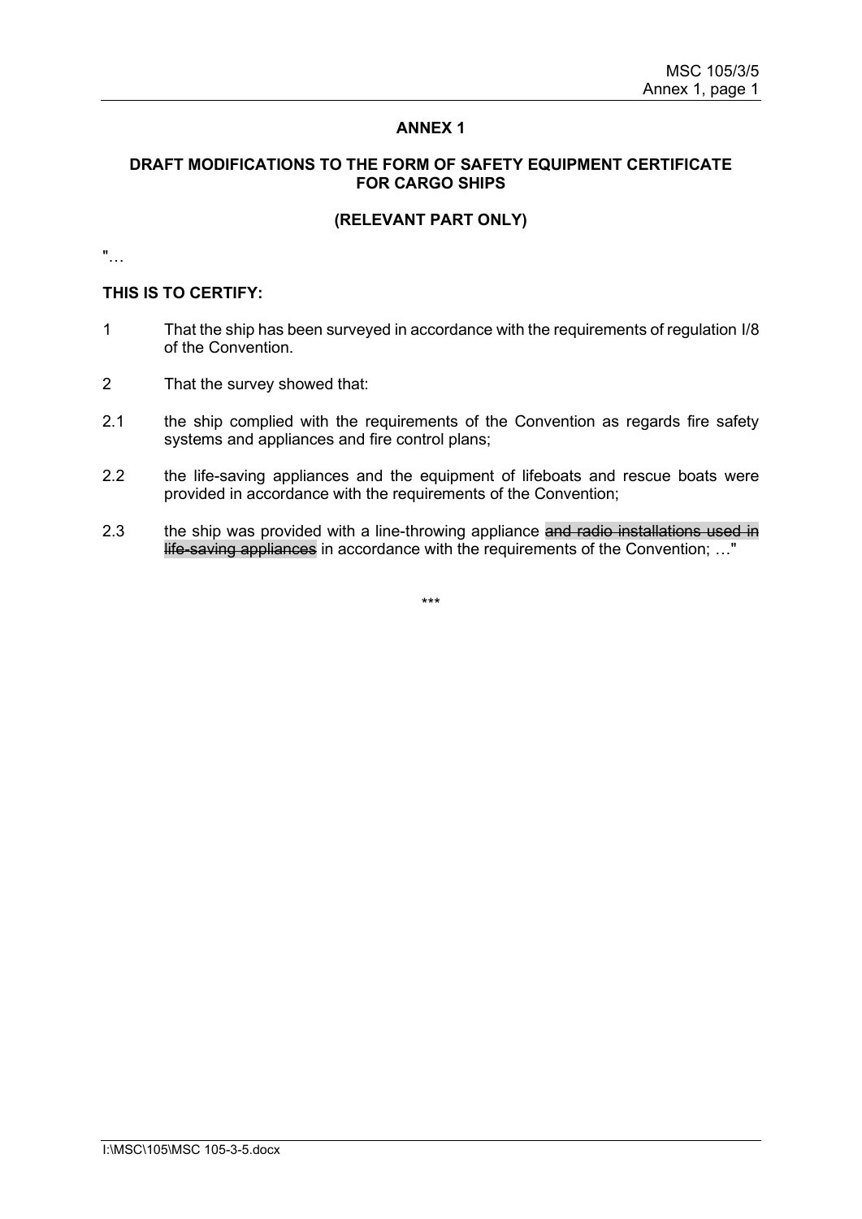# ANNEX 1

## DRAFT MODIFICATIONS TO THE FORM OF SAFETY EQUIPMENT CERTIFICATE FOR CARGO SHIPS

## (RELEVANT PART ONLY)

"…

**THIS IS TO CERTIFY:**

1 That the ship has been surveyed in accordance with the requirements of regulation I/8 of the Convention.

2 That the survey showed that:

2.1 the ship complied with the requirements of the Convention as regards fire safety systems and appliances and fire control plans;

2.2 the life-saving appliances and the equipment of lifeboats and rescue boats were provided in accordance with the requirements of the Convention;

2.3 the ship was provided with a line-throwing appliance ~~and radio installations used in life-saving appliances~~ in accordance with the requirements of the Convention; …"

\*\*\*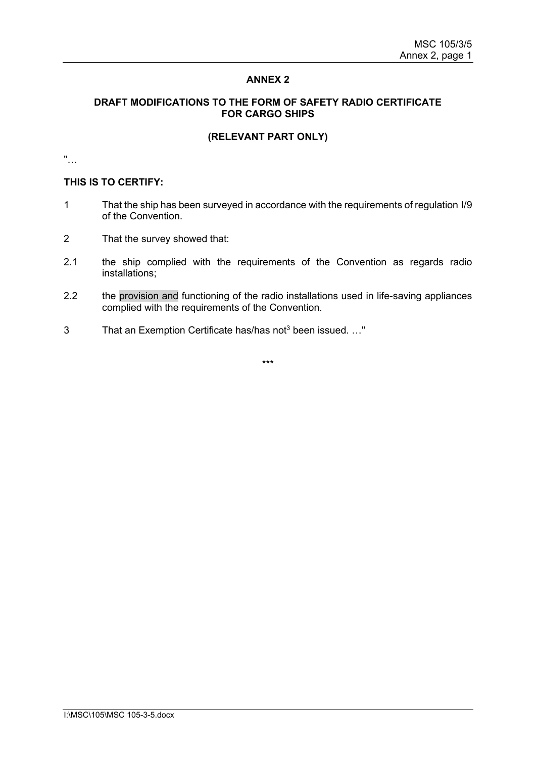## ANNEX 2

### DRAFT MODIFICATIONS TO THE FORM OF SAFETY RADIO CERTIFICATE FOR CARGO SHIPS

### (RELEVANT PART ONLY)

"…

**THIS IS TO CERTIFY:**

1 That the ship has been surveyed in accordance with the requirements of regulation I/9 of the Convention.

2 That the survey showed that:

2.1 the ship complied with the requirements of the Convention as regards radio installations;

2.2 the provision and functioning of the radio installations used in life-saving appliances complied with the requirements of the Convention.

3 That an Exemption Certificate has/has not[3] been issued. …"

\*\*\*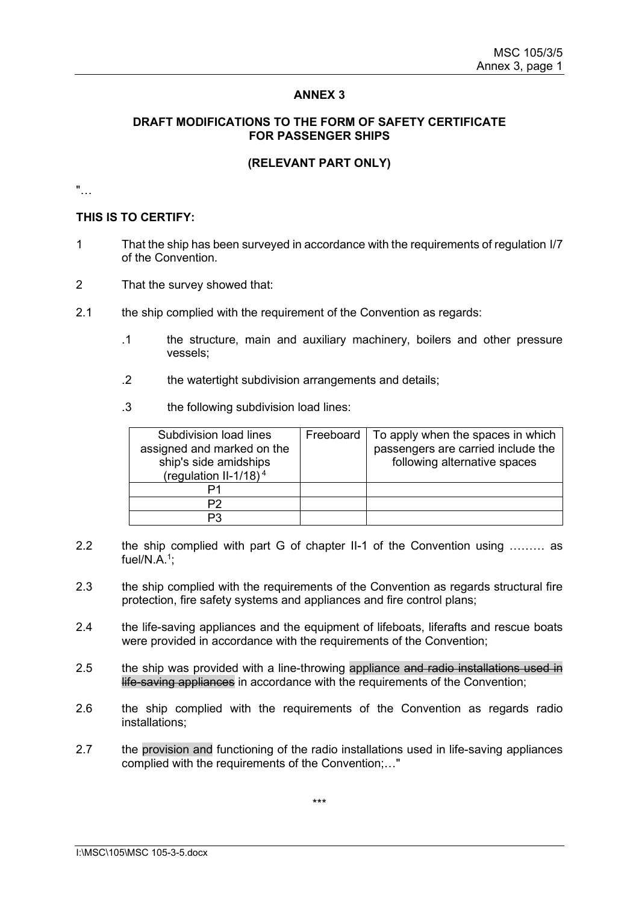## ANNEX 3

### DRAFT MODIFICATIONS TO THE FORM OF SAFETY CERTIFICATE FOR PASSENGER SHIPS

### (RELEVANT PART ONLY)

"…

**THIS IS TO CERTIFY:**

1 That the ship has been surveyed in accordance with the requirements of regulation I/7 of the Convention.

2 That the survey showed that:

2.1 the ship complied with the requirement of the Convention as regards:

.1 the structure, main and auxiliary machinery, boilers and other pressure vessels;

.2 the watertight subdivision arrangements and details;

.3 the following subdivision load lines:

| Subdivision load lines assigned and marked on the ship's side amidships (regulation II-1/18) [4] | Freeboard | To apply when the spaces in which passengers are carried include the following alternative spaces |
|---|---|---|
| P1 | | |
| P2 | | |
| P3 | | |

2.2 the ship complied with part G of chapter II-1 of the Convention using ……… as fuel/N.A.[1];

2.3 the ship complied with the requirements of the Convention as regards structural fire protection, fire safety systems and appliances and fire control plans;

2.4 the life-saving appliances and the equipment of lifeboats, liferafts and rescue boats were provided in accordance with the requirements of the Convention;

2.5 the ship was provided with a line-throwing appliance ~~and radio installations used in life-saving appliances~~ in accordance with the requirements of the Convention;

2.6 the ship complied with the requirements of the Convention as regards radio installations;

2.7 the provision and functioning of the radio installations used in life-saving appliances complied with the requirements of the Convention;…"

\*\*\*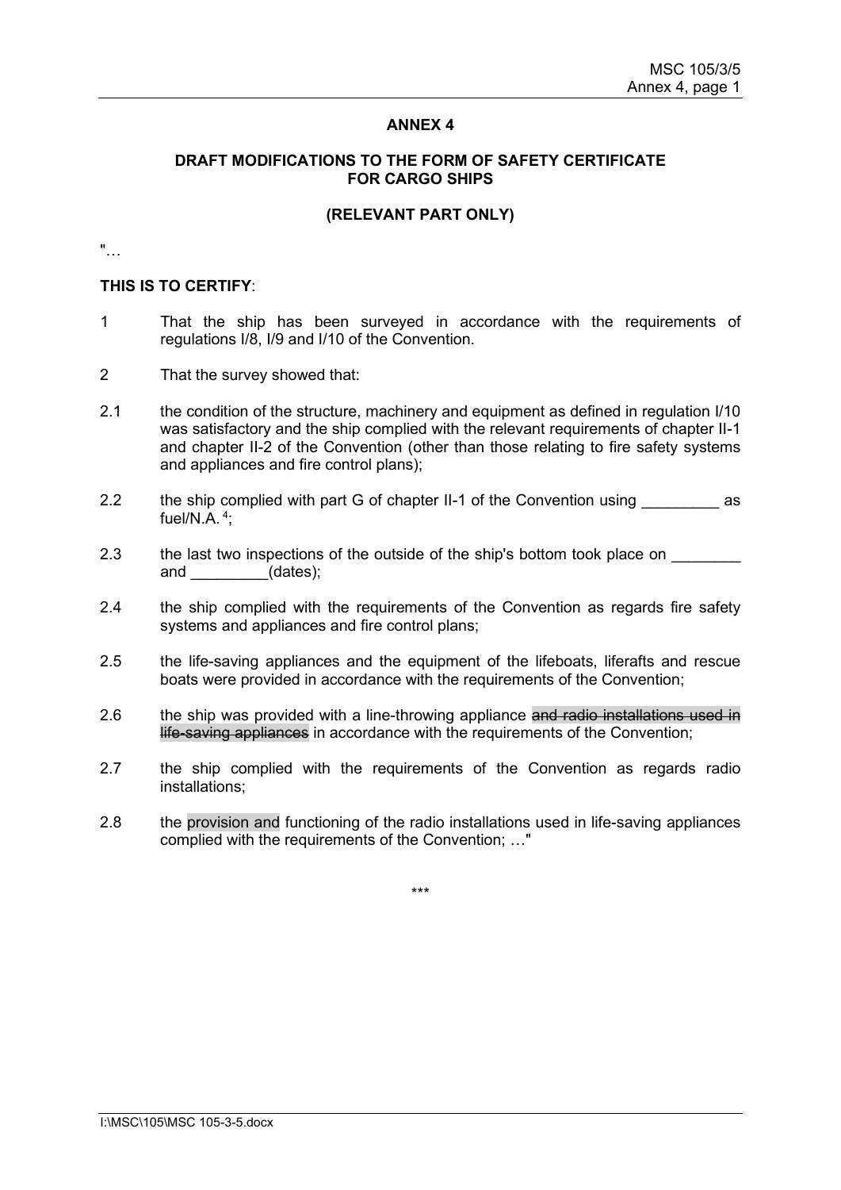# ANNEX 4

## DRAFT MODIFICATIONS TO THE FORM OF SAFETY CERTIFICATE FOR CARGO SHIPS

### (RELEVANT PART ONLY)

"…

**THIS IS TO CERTIFY**:

1 That the ship has been surveyed in accordance with the requirements of regulations I/8, I/9 and I/10 of the Convention.

2 That the survey showed that:

2.1 the condition of the structure, machinery and equipment as defined in regulation I/10 was satisfactory and the ship complied with the relevant requirements of chapter II-1 and chapter II-2 of the Convention (other than those relating to fire safety systems and appliances and fire control plans);

2.2 the ship complied with part G of chapter II-1 of the Convention using _________ as fuel/N.A. [4];

2.3 the last two inspections of the outside of the ship's bottom took place on ________ and _________(dates);

2.4 the ship complied with the requirements of the Convention as regards fire safety systems and appliances and fire control plans;

2.5 the life-saving appliances and the equipment of the lifeboats, liferafts and rescue boats were provided in accordance with the requirements of the Convention;

2.6 the ship was provided with a line-throwing appliance ~~and radio installations used in life-saving appliances~~ in accordance with the requirements of the Convention;

2.7 the ship complied with the requirements of the Convention as regards radio installations;

2.8 the provision and functioning of the radio installations used in life-saving appliances complied with the requirements of the Convention; …"

\*\*\*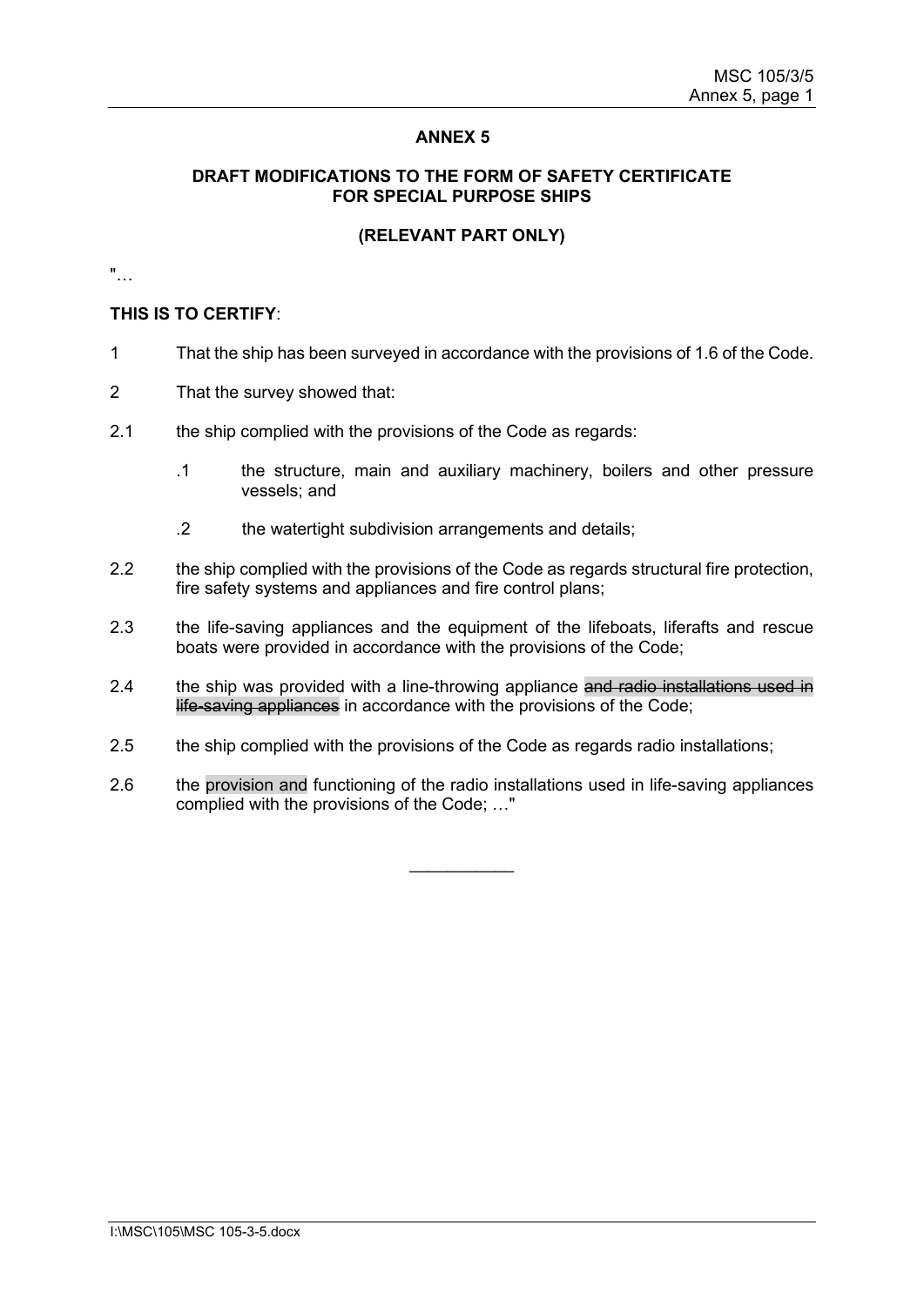## ANNEX 5

### DRAFT MODIFICATIONS TO THE FORM OF SAFETY CERTIFICATE FOR SPECIAL PURPOSE SHIPS

### (RELEVANT PART ONLY)

"…

**THIS IS TO CERTIFY**:

1 That the ship has been surveyed in accordance with the provisions of 1.6 of the Code.

2 That the survey showed that:

2.1 the ship complied with the provisions of the Code as regards:

.1 the structure, main and auxiliary machinery, boilers and other pressure vessels; and

.2 the watertight subdivision arrangements and details;

2.2 the ship complied with the provisions of the Code as regards structural fire protection, fire safety systems and appliances and fire control plans;

2.3 the life-saving appliances and the equipment of the lifeboats, liferafts and rescue boats were provided in accordance with the provisions of the Code;

2.4 the ship was provided with a line-throwing appliance ~~and radio installations used in life-saving appliances~~ in accordance with the provisions of the Code;

2.5 the ship complied with the provisions of the Code as regards radio installations;

2.6 the provision and functioning of the radio installations used in life-saving appliances complied with the provisions of the Code; …"

___________